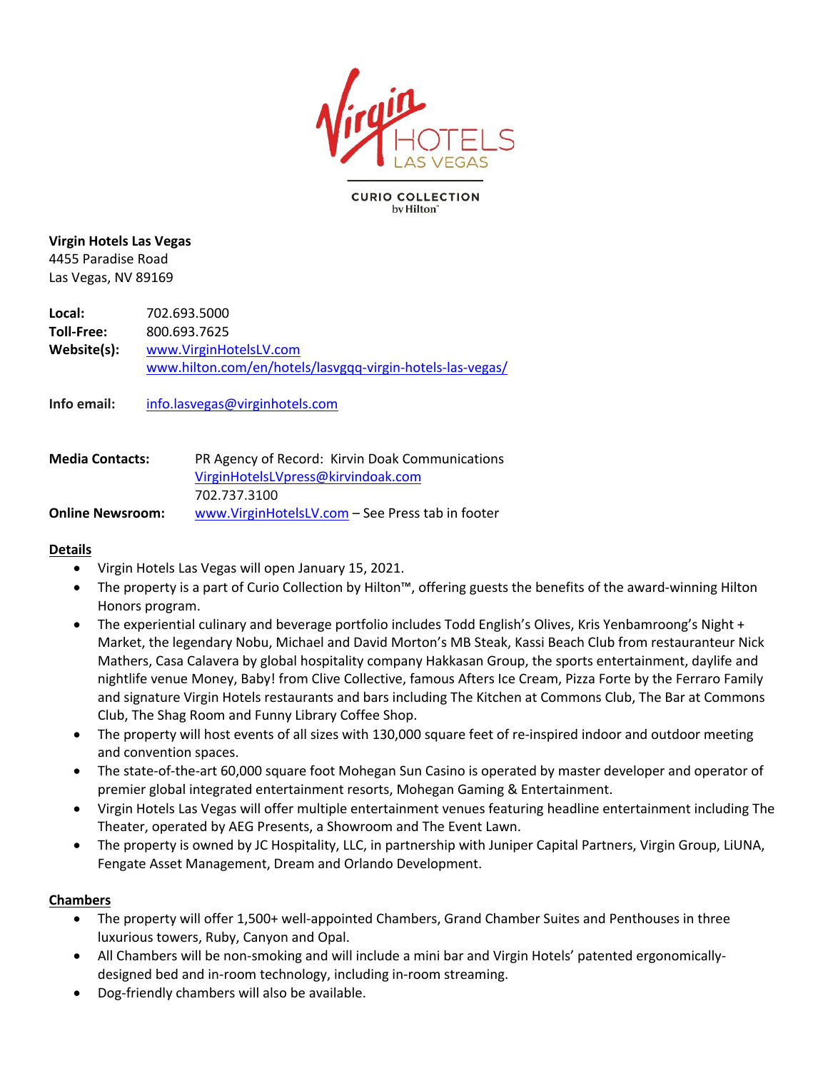**Virgin Hotels Las Vegas**
4455 Paradise Road
Las Vegas, NV 89169

**Local:** 702.693.5000
**Toll-Free:** 800.693.7625
**Website(s):** www.VirginHotelsLV.com
www.hilton.com/en/hotels/lasvgqq-virgin-hotels-las-vegas/

**Info email:** info.lasvegas@virginhotels.com

**Media Contacts:** PR Agency of Record: Kirvin Doak Communications
VirginHotelsLVpress@kirvindoak.com
702.737.3100
**Online Newsroom:** www.VirginHotelsLV.com – See Press tab in footer

## Details

- Virgin Hotels Las Vegas will open January 15, 2021.
- The property is a part of Curio Collection by Hilton™, offering guests the benefits of the award-winning Hilton Honors program.
- The experiential culinary and beverage portfolio includes Todd English's Olives, Kris Yenbamroong's Night + Market, the legendary Nobu, Michael and David Morton's MB Steak, Kassi Beach Club from restauranteur Nick Mathers, Casa Calavera by global hospitality company Hakkasan Group, the sports entertainment, daylife and nightlife venue Money, Baby! from Clive Collective, famous Afters Ice Cream, Pizza Forte by the Ferraro Family and signature Virgin Hotels restaurants and bars including The Kitchen at Commons Club, The Bar at Commons Club, The Shag Room and Funny Library Coffee Shop.
- The property will host events of all sizes with 130,000 square feet of re-inspired indoor and outdoor meeting and convention spaces.
- The state-of-the-art 60,000 square foot Mohegan Sun Casino is operated by master developer and operator of premier global integrated entertainment resorts, Mohegan Gaming & Entertainment.
- Virgin Hotels Las Vegas will offer multiple entertainment venues featuring headline entertainment including The Theater, operated by AEG Presents, a Showroom and The Event Lawn.
- The property is owned by JC Hospitality, LLC, in partnership with Juniper Capital Partners, Virgin Group, LiUNA, Fengate Asset Management, Dream and Orlando Development.

## Chambers

- The property will offer 1,500+ well-appointed Chambers, Grand Chamber Suites and Penthouses in three luxurious towers, Ruby, Canyon and Opal.
- All Chambers will be non-smoking and will include a mini bar and Virgin Hotels' patented ergonomically-designed bed and in-room technology, including in-room streaming.
- Dog-friendly chambers will also be available.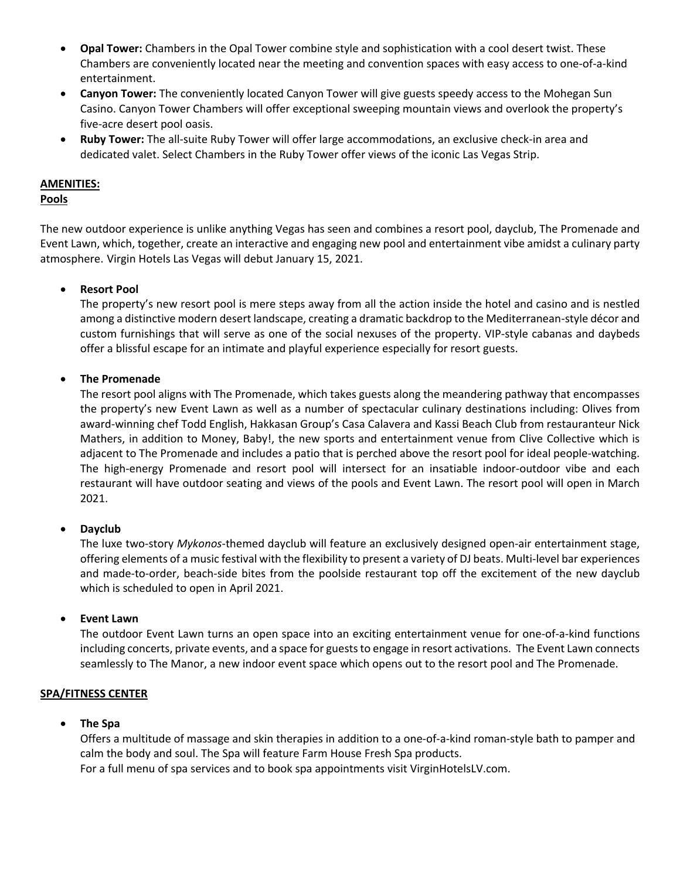- **Opal Tower:** Chambers in the Opal Tower combine style and sophistication with a cool desert twist. These Chambers are conveniently located near the meeting and convention spaces with easy access to one-of-a-kind entertainment.
- **Canyon Tower:** The conveniently located Canyon Tower will give guests speedy access to the Mohegan Sun Casino. Canyon Tower Chambers will offer exceptional sweeping mountain views and overlook the property's five-acre desert pool oasis.
- **Ruby Tower:** The all-suite Ruby Tower will offer large accommodations, an exclusive check-in area and dedicated valet. Select Chambers in the Ruby Tower offer views of the iconic Las Vegas Strip.

## AMENITIES:

### Pools

The new outdoor experience is unlike anything Vegas has seen and combines a resort pool, dayclub, The Promenade and Event Lawn, which, together, create an interactive and engaging new pool and entertainment vibe amidst a culinary party atmosphere. Virgin Hotels Las Vegas will debut January 15, 2021.

- **Resort Pool**
  The property's new resort pool is mere steps away from all the action inside the hotel and casino and is nestled among a distinctive modern desert landscape, creating a dramatic backdrop to the Mediterranean-style décor and custom furnishings that will serve as one of the social nexuses of the property. VIP-style cabanas and daybeds offer a blissful escape for an intimate and playful experience especially for resort guests.

- **The Promenade**
  The resort pool aligns with The Promenade, which takes guests along the meandering pathway that encompasses the property's new Event Lawn as well as a number of spectacular culinary destinations including: Olives from award-winning chef Todd English, Hakkasan Group's Casa Calavera and Kassi Beach Club from restauranteur Nick Mathers, in addition to Money, Baby!, the new sports and entertainment venue from Clive Collective which is adjacent to The Promenade and includes a patio that is perched above the resort pool for ideal people-watching. The high-energy Promenade and resort pool will intersect for an insatiable indoor-outdoor vibe and each restaurant will have outdoor seating and views of the pools and Event Lawn. The resort pool will open in March 2021.

- **Dayclub**
  The luxe two-story *Mykonos*-themed dayclub will feature an exclusively designed open-air entertainment stage, offering elements of a music festival with the flexibility to present a variety of DJ beats. Multi-level bar experiences and made-to-order, beach-side bites from the poolside restaurant top off the excitement of the new dayclub which is scheduled to open in April 2021.

- **Event Lawn**
  The outdoor Event Lawn turns an open space into an exciting entertainment venue for one-of-a-kind functions including concerts, private events, and a space for guests to engage in resort activations. The Event Lawn connects seamlessly to The Manor, a new indoor event space which opens out to the resort pool and The Promenade.

## SPA/FITNESS CENTER

- **The Spa**
  Offers a multitude of massage and skin therapies in addition to a one-of-a-kind roman-style bath to pamper and calm the body and soul. The Spa will feature Farm House Fresh Spa products.
  For a full menu of spa services and to book spa appointments visit VirginHotelsLV.com.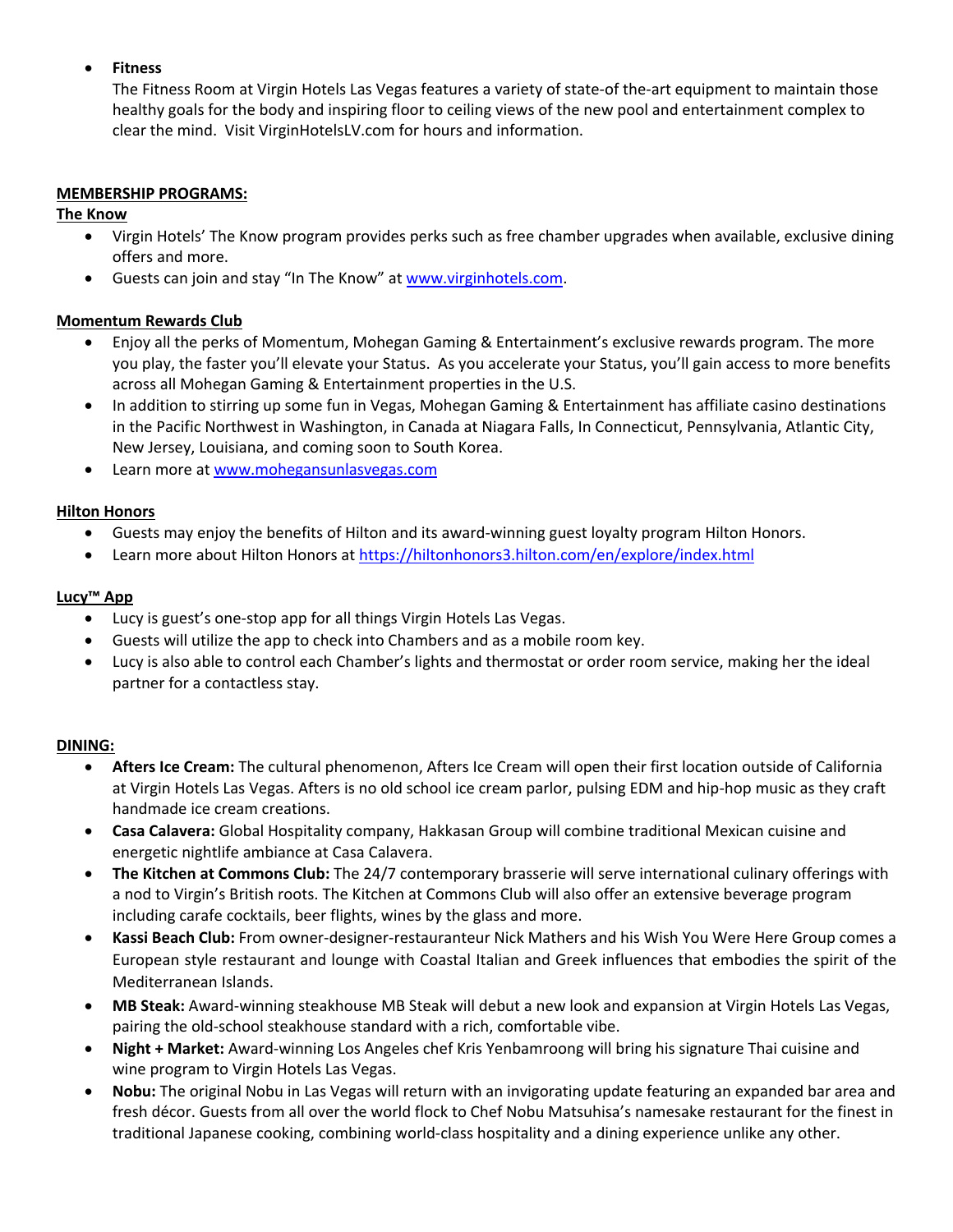- **Fitness**
  The Fitness Room at Virgin Hotels Las Vegas features a variety of state-of-the-art equipment to maintain those healthy goals for the body and inspiring floor to ceiling views of the new pool and entertainment complex to clear the mind. Visit VirginHotelsLV.com for hours and information.

**MEMBERSHIP PROGRAMS:**

**The Know**

- Virgin Hotels' The Know program provides perks such as free chamber upgrades when available, exclusive dining offers and more.
- Guests can join and stay "In The Know" at [www.virginhotels.com](www.virginhotels.com).

**Momentum Rewards Club**

- Enjoy all the perks of Momentum, Mohegan Gaming & Entertainment's exclusive rewards program. The more you play, the faster you'll elevate your Status. As you accelerate your Status, you'll gain access to more benefits across all Mohegan Gaming & Entertainment properties in the U.S.
- In addition to stirring up some fun in Vegas, Mohegan Gaming & Entertainment has affiliate casino destinations in the Pacific Northwest in Washington, in Canada at Niagara Falls, In Connecticut, Pennsylvania, Atlantic City, New Jersey, Louisiana, and coming soon to South Korea.
- Learn more at [www.mohegansunlasvegas.com](www.mohegansunlasvegas.com)

**Hilton Honors**

- Guests may enjoy the benefits of Hilton and its award-winning guest loyalty program Hilton Honors.
- Learn more about Hilton Honors at [https://hiltonhonors3.hilton.com/en/explore/index.html](https://hiltonhonors3.hilton.com/en/explore/index.html)

**Lucy™ App**

- Lucy is guest's one-stop app for all things Virgin Hotels Las Vegas.
- Guests will utilize the app to check into Chambers and as a mobile room key.
- Lucy is also able to control each Chamber's lights and thermostat or order room service, making her the ideal partner for a contactless stay.

**DINING:**

- **Afters Ice Cream:** The cultural phenomenon, Afters Ice Cream will open their first location outside of California at Virgin Hotels Las Vegas. Afters is no old school ice cream parlor, pulsing EDM and hip-hop music as they craft handmade ice cream creations.
- **Casa Calavera:** Global Hospitality company, Hakkasan Group will combine traditional Mexican cuisine and energetic nightlife ambiance at Casa Calavera.
- **The Kitchen at Commons Club:** The 24/7 contemporary brasserie will serve international culinary offerings with a nod to Virgin's British roots. The Kitchen at Commons Club will also offer an extensive beverage program including carafe cocktails, beer flights, wines by the glass and more.
- **Kassi Beach Club:** From owner-designer-restauranteur Nick Mathers and his Wish You Were Here Group comes a European style restaurant and lounge with Coastal Italian and Greek influences that embodies the spirit of the Mediterranean Islands.
- **MB Steak:** Award-winning steakhouse MB Steak will debut a new look and expansion at Virgin Hotels Las Vegas, pairing the old-school steakhouse standard with a rich, comfortable vibe.
- **Night + Market:** Award-winning Los Angeles chef Kris Yenbamroong will bring his signature Thai cuisine and wine program to Virgin Hotels Las Vegas.
- **Nobu:** The original Nobu in Las Vegas will return with an invigorating update featuring an expanded bar area and fresh décor. Guests from all over the world flock to Chef Nobu Matsuhisa's namesake restaurant for the finest in traditional Japanese cooking, combining world-class hospitality and a dining experience unlike any other.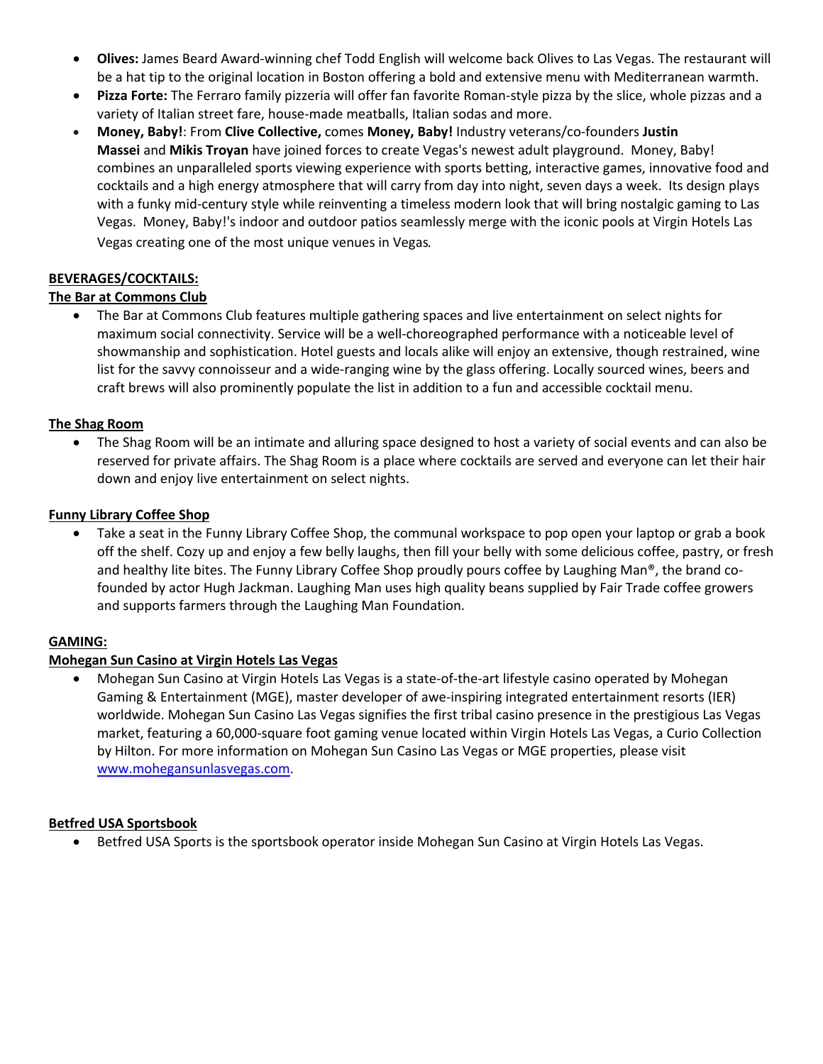- **Olives:** James Beard Award-winning chef Todd English will welcome back Olives to Las Vegas. The restaurant will be a hat tip to the original location in Boston offering a bold and extensive menu with Mediterranean warmth.
- **Pizza Forte:** The Ferraro family pizzeria will offer fan favorite Roman-style pizza by the slice, whole pizzas and a variety of Italian street fare, house-made meatballs, Italian sodas and more.
- **Money, Baby!**: From **Clive Collective,** comes **Money, Baby!** Industry veterans/co-founders **Justin Massei** and **Mikis Troyan** have joined forces to create Vegas's newest adult playground. Money, Baby! combines an unparalleled sports viewing experience with sports betting, interactive games, innovative food and cocktails and a high energy atmosphere that will carry from day into night, seven days a week. Its design plays with a funky mid-century style while reinventing a timeless modern look that will bring nostalgic gaming to Las Vegas. Money, Baby!'s indoor and outdoor patios seamlessly merge with the iconic pools at Virgin Hotels Las Vegas creating one of the most unique venues in Vegas.

**BEVERAGES/COCKTAILS:**

**The Bar at Commons Club**

- The Bar at Commons Club features multiple gathering spaces and live entertainment on select nights for maximum social connectivity. Service will be a well-choreographed performance with a noticeable level of showmanship and sophistication. Hotel guests and locals alike will enjoy an extensive, though restrained, wine list for the savvy connoisseur and a wide-ranging wine by the glass offering. Locally sourced wines, beers and craft brews will also prominently populate the list in addition to a fun and accessible cocktail menu.

**The Shag Room**

- The Shag Room will be an intimate and alluring space designed to host a variety of social events and can also be reserved for private affairs. The Shag Room is a place where cocktails are served and everyone can let their hair down and enjoy live entertainment on select nights.

**Funny Library Coffee Shop**

- Take a seat in the Funny Library Coffee Shop, the communal workspace to pop open your laptop or grab a book off the shelf. Cozy up and enjoy a few belly laughs, then fill your belly with some delicious coffee, pastry, or fresh and healthy lite bites. The Funny Library Coffee Shop proudly pours coffee by Laughing Man®, the brand co-founded by actor Hugh Jackman. Laughing Man uses high quality beans supplied by Fair Trade coffee growers and supports farmers through the Laughing Man Foundation.

**GAMING:**

**Mohegan Sun Casino at Virgin Hotels Las Vegas**

- Mohegan Sun Casino at Virgin Hotels Las Vegas is a state-of-the-art lifestyle casino operated by Mohegan Gaming & Entertainment (MGE), master developer of awe-inspiring integrated entertainment resorts (IER) worldwide. Mohegan Sun Casino Las Vegas signifies the first tribal casino presence in the prestigious Las Vegas market, featuring a 60,000-square foot gaming venue located within Virgin Hotels Las Vegas, a Curio Collection by Hilton. For more information on Mohegan Sun Casino Las Vegas or MGE properties, please visit [www.mohegansunlasvegas.com](http://www.mohegansunlasvegas.com).

**Betfred USA Sportsbook**

- Betfred USA Sports is the sportsbook operator inside Mohegan Sun Casino at Virgin Hotels Las Vegas.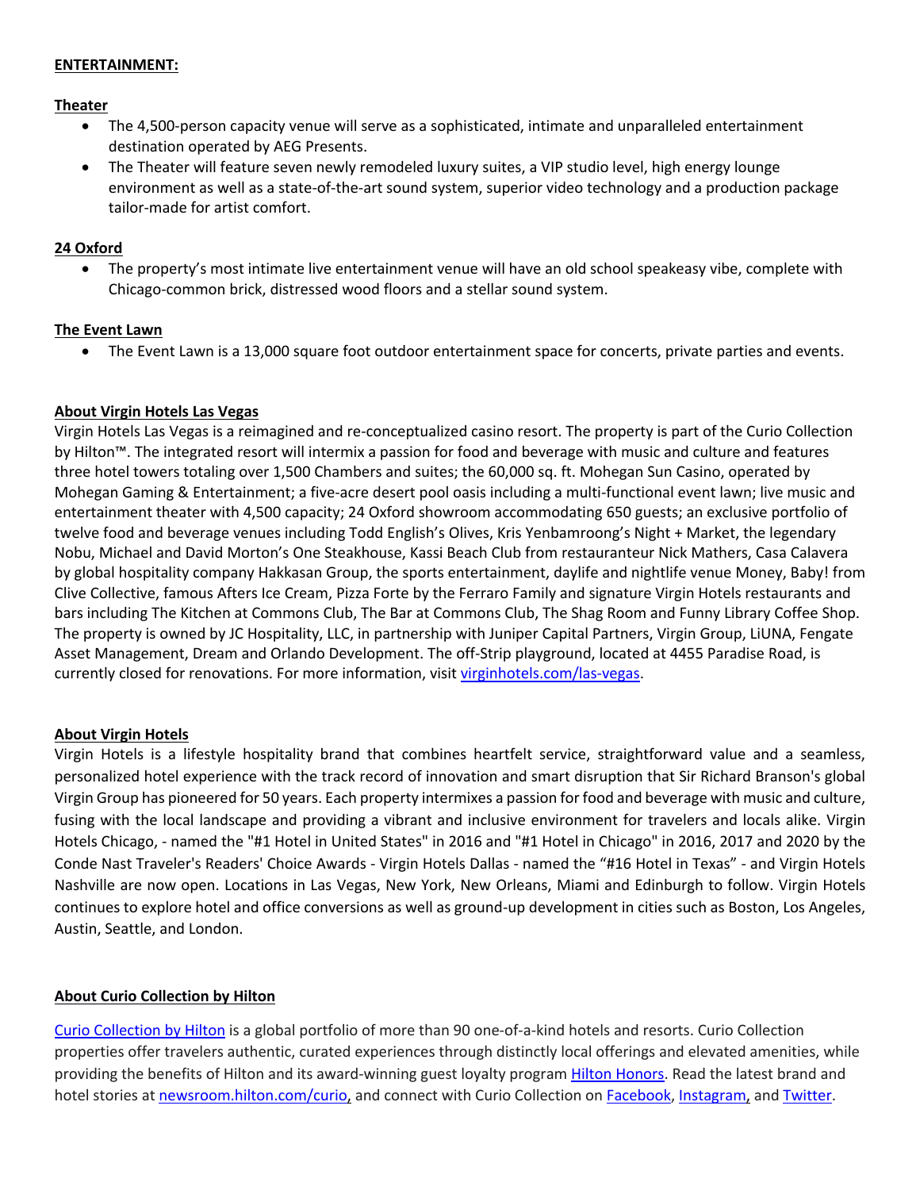**ENTERTAINMENT:**

**Theater**

- The 4,500-person capacity venue will serve as a sophisticated, intimate and unparalleled entertainment destination operated by AEG Presents.
- The Theater will feature seven newly remodeled luxury suites, a VIP studio level, high energy lounge environment as well as a state-of-the-art sound system, superior video technology and a production package tailor-made for artist comfort.

**24 Oxford**

- The property's most intimate live entertainment venue will have an old school speakeasy vibe, complete with Chicago-common brick, distressed wood floors and a stellar sound system.

**The Event Lawn**

- The Event Lawn is a 13,000 square foot outdoor entertainment space for concerts, private parties and events.

**About Virgin Hotels Las Vegas**

Virgin Hotels Las Vegas is a reimagined and re-conceptualized casino resort. The property is part of the Curio Collection by Hilton™. The integrated resort will intermix a passion for food and beverage with music and culture and features three hotel towers totaling over 1,500 Chambers and suites; the 60,000 sq. ft. Mohegan Sun Casino, operated by Mohegan Gaming & Entertainment; a five-acre desert pool oasis including a multi-functional event lawn; live music and entertainment theater with 4,500 capacity; 24 Oxford showroom accommodating 650 guests; an exclusive portfolio of twelve food and beverage venues including Todd English's Olives, Kris Yenbamroong's Night + Market, the legendary Nobu, Michael and David Morton's One Steakhouse, Kassi Beach Club from restauranteur Nick Mathers, Casa Calavera by global hospitality company Hakkasan Group, the sports entertainment, daylife and nightlife venue Money, Baby! from Clive Collective, famous Afters Ice Cream, Pizza Forte by the Ferraro Family and signature Virgin Hotels restaurants and bars including The Kitchen at Commons Club, The Bar at Commons Club, The Shag Room and Funny Library Coffee Shop. The property is owned by JC Hospitality, LLC, in partnership with Juniper Capital Partners, Virgin Group, LiUNA, Fengate Asset Management, Dream and Orlando Development. The off-Strip playground, located at 4455 Paradise Road, is currently closed for renovations. For more information, visit virginhotels.com/las-vegas.

**About Virgin Hotels**

Virgin Hotels is a lifestyle hospitality brand that combines heartfelt service, straightforward value and a seamless, personalized hotel experience with the track record of innovation and smart disruption that Sir Richard Branson's global Virgin Group has pioneered for 50 years. Each property intermixes a passion for food and beverage with music and culture, fusing with the local landscape and providing a vibrant and inclusive environment for travelers and locals alike. Virgin Hotels Chicago, - named the "#1 Hotel in United States" in 2016 and "#1 Hotel in Chicago" in 2016, 2017 and 2020 by the Conde Nast Traveler's Readers' Choice Awards - Virgin Hotels Dallas - named the "#16 Hotel in Texas" - and Virgin Hotels Nashville are now open. Locations in Las Vegas, New York, New Orleans, Miami and Edinburgh to follow. Virgin Hotels continues to explore hotel and office conversions as well as ground-up development in cities such as Boston, Los Angeles, Austin, Seattle, and London.

**About Curio Collection by Hilton**

Curio Collection by Hilton is a global portfolio of more than 90 one-of-a-kind hotels and resorts. Curio Collection properties offer travelers authentic, curated experiences through distinctly local offerings and elevated amenities, while providing the benefits of Hilton and its award-winning guest loyalty program Hilton Honors. Read the latest brand and hotel stories at newsroom.hilton.com/curio, and connect with Curio Collection on Facebook, Instagram, and Twitter.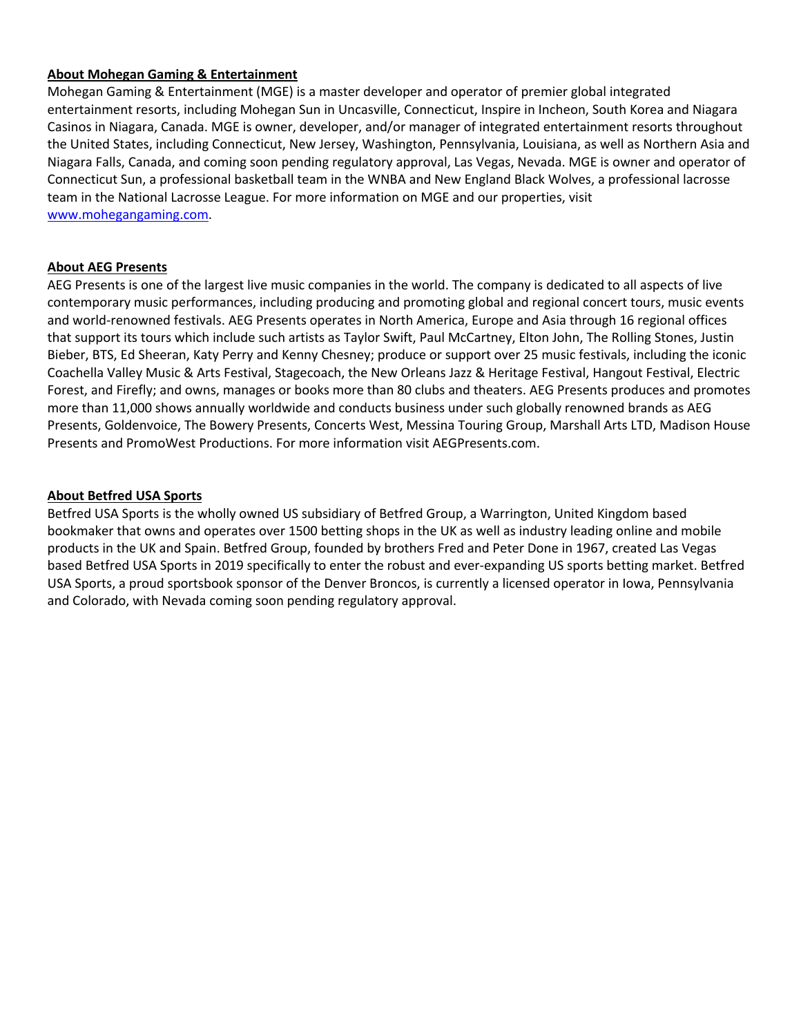**About Mohegan Gaming & Entertainment**

Mohegan Gaming & Entertainment (MGE) is a master developer and operator of premier global integrated entertainment resorts, including Mohegan Sun in Uncasville, Connecticut, Inspire in Incheon, South Korea and Niagara Casinos in Niagara, Canada. MGE is owner, developer, and/or manager of integrated entertainment resorts throughout the United States, including Connecticut, New Jersey, Washington, Pennsylvania, Louisiana, as well as Northern Asia and Niagara Falls, Canada, and coming soon pending regulatory approval, Las Vegas, Nevada. MGE is owner and operator of Connecticut Sun, a professional basketball team in the WNBA and New England Black Wolves, a professional lacrosse team in the National Lacrosse League. For more information on MGE and our properties, visit [www.mohegangaming.com](http://www.mohegangaming.com).

**About AEG Presents**

AEG Presents is one of the largest live music companies in the world. The company is dedicated to all aspects of live contemporary music performances, including producing and promoting global and regional concert tours, music events and world-renowned festivals. AEG Presents operates in North America, Europe and Asia through 16 regional offices that support its tours which include such artists as Taylor Swift, Paul McCartney, Elton John, The Rolling Stones, Justin Bieber, BTS, Ed Sheeran, Katy Perry and Kenny Chesney; produce or support over 25 music festivals, including the iconic Coachella Valley Music & Arts Festival, Stagecoach, the New Orleans Jazz & Heritage Festival, Hangout Festival, Electric Forest, and Firefly; and owns, manages or books more than 80 clubs and theaters. AEG Presents produces and promotes more than 11,000 shows annually worldwide and conducts business under such globally renowned brands as AEG Presents, Goldenvoice, The Bowery Presents, Concerts West, Messina Touring Group, Marshall Arts LTD, Madison House Presents and PromoWest Productions. For more information visit AEGPresents.com.

**About Betfred USA Sports**

Betfred USA Sports is the wholly owned US subsidiary of Betfred Group, a Warrington, United Kingdom based bookmaker that owns and operates over 1500 betting shops in the UK as well as industry leading online and mobile products in the UK and Spain. Betfred Group, founded by brothers Fred and Peter Done in 1967, created Las Vegas based Betfred USA Sports in 2019 specifically to enter the robust and ever-expanding US sports betting market. Betfred USA Sports, a proud sportsbook sponsor of the Denver Broncos, is currently a licensed operator in Iowa, Pennsylvania and Colorado, with Nevada coming soon pending regulatory approval.